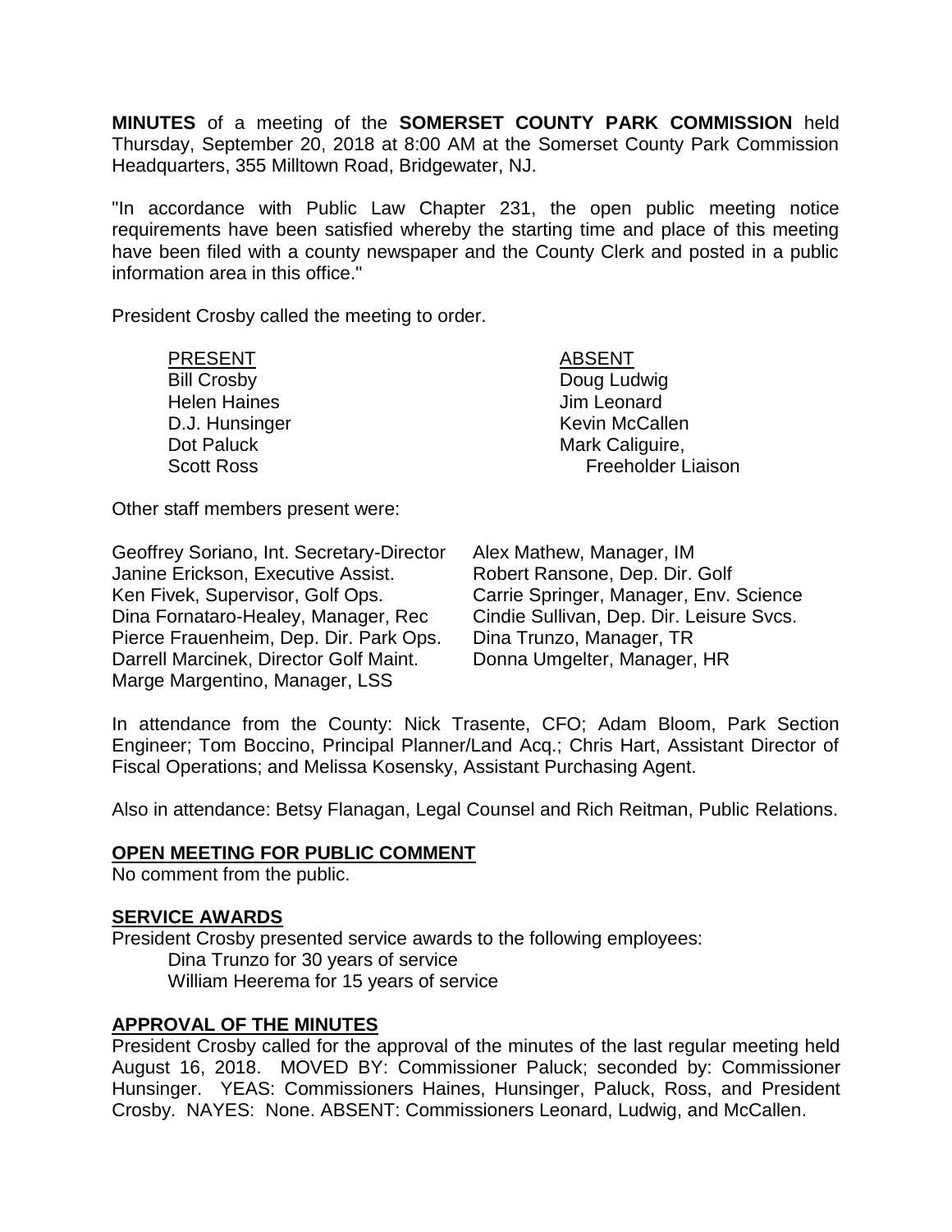**MINUTES** of a meeting of the **SOMERSET COUNTY PARK COMMISSION** held Thursday, September 20, 2018 at 8:00 AM at the Somerset County Park Commission Headquarters, 355 Milltown Road, Bridgewater, NJ.

"In accordance with Public Law Chapter 231, the open public meeting notice requirements have been satisfied whereby the starting time and place of this meeting have been filed with a county newspaper and the County Clerk and posted in a public information area in this office."

President Crosby called the meeting to order.

| PRESENT | ABSENT |
|---|---|
| Bill Crosby | Doug Ludwig |
| Helen Haines | Jim Leonard |
| D.J. Hunsinger | Kevin McCallen |
| Dot Paluck | Mark Caliguire, |
| Scott Ross | Freeholder Liaison |

Other staff members present were:

| | |
|---|---|
| Geoffrey Soriano, Int. Secretary-Director | Alex Mathew, Manager, IM |
| Janine Erickson, Executive Assist. | Robert Ransone, Dep. Dir. Golf |
| Ken Fivek, Supervisor, Golf Ops. | Carrie Springer, Manager, Env. Science |
| Dina Fornataro-Healey, Manager, Rec | Cindie Sullivan, Dep. Dir. Leisure Svcs. |
| Pierce Frauenheim, Dep. Dir. Park Ops. | Dina Trunzo, Manager, TR |
| Darrell Marcinek, Director Golf Maint. | Donna Umgelter, Manager, HR |
| Marge Margentino, Manager, LSS | |

In attendance from the County: Nick Trasente, CFO; Adam Bloom, Park Section Engineer; Tom Boccino, Principal Planner/Land Acq.; Chris Hart, Assistant Director of Fiscal Operations; and Melissa Kosensky, Assistant Purchasing Agent.

Also in attendance: Betsy Flanagan, Legal Counsel and Rich Reitman, Public Relations.

## OPEN MEETING FOR PUBLIC COMMENT

No comment from the public.

## SERVICE AWARDS

President Crosby presented service awards to the following employees:

- Dina Trunzo for 30 years of service
- William Heerema for 15 years of service

## APPROVAL OF THE MINUTES

President Crosby called for the approval of the minutes of the last regular meeting held August 16, 2018. MOVED BY: Commissioner Paluck; seconded by: Commissioner Hunsinger. YEAS: Commissioners Haines, Hunsinger, Paluck, Ross, and President Crosby. NAYES: None. ABSENT: Commissioners Leonard, Ludwig, and McCallen.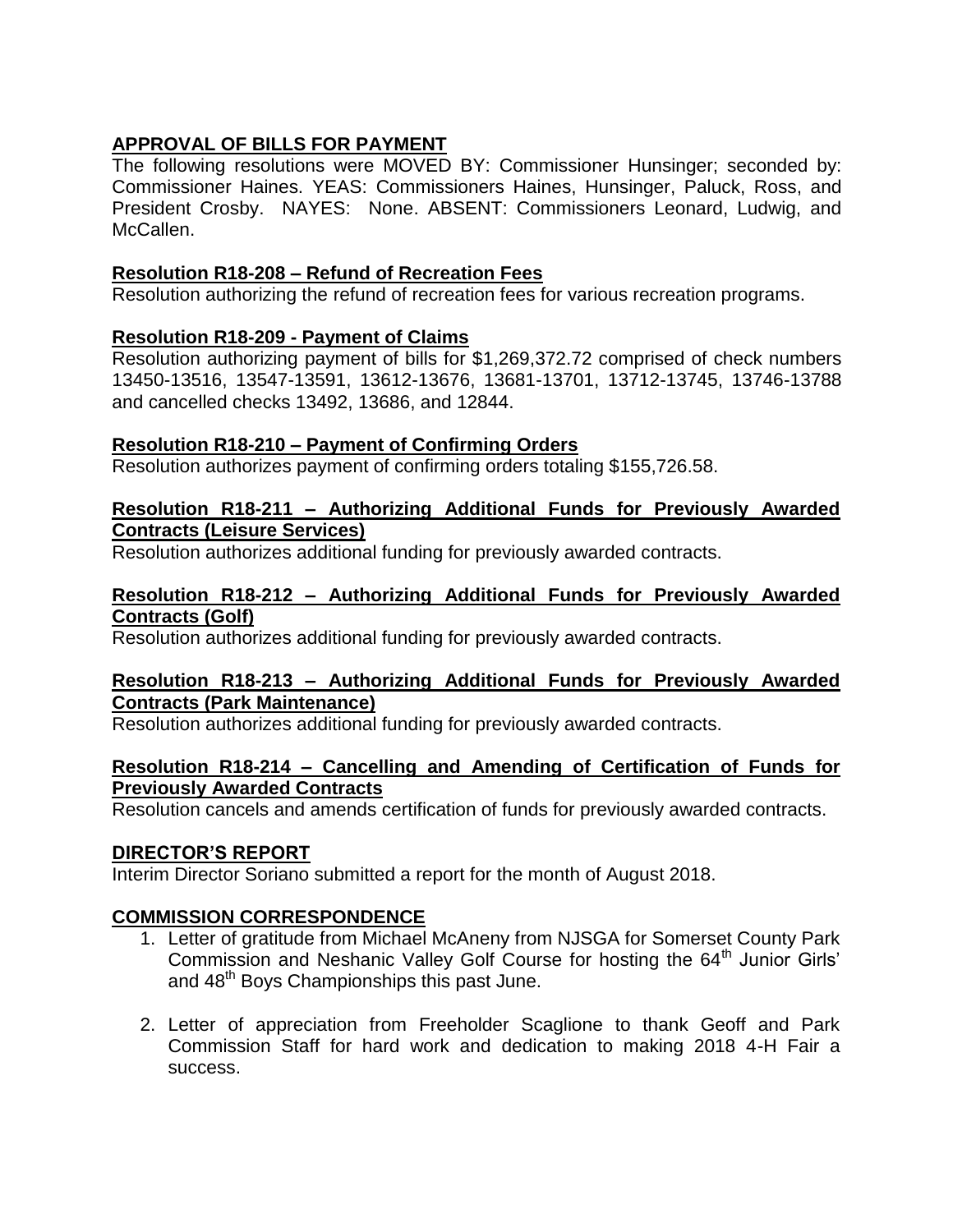**APPROVAL OF BILLS FOR PAYMENT**

The following resolutions were MOVED BY: Commissioner Hunsinger; seconded by: Commissioner Haines. YEAS: Commissioners Haines, Hunsinger, Paluck, Ross, and President Crosby. NAYES: None. ABSENT: Commissioners Leonard, Ludwig, and McCallen.

**Resolution R18-208 – Refund of Recreation Fees**

Resolution authorizing the refund of recreation fees for various recreation programs.

**Resolution R18-209 - Payment of Claims**

Resolution authorizing payment of bills for $1,269,372.72 comprised of check numbers 13450-13516, 13547-13591, 13612-13676, 13681-13701, 13712-13745, 13746-13788 and cancelled checks 13492, 13686, and 12844.

**Resolution R18-210 – Payment of Confirming Orders**

Resolution authorizes payment of confirming orders totaling $155,726.58.

**Resolution R18-211 – Authorizing Additional Funds for Previously Awarded Contracts (Leisure Services)**

Resolution authorizes additional funding for previously awarded contracts.

**Resolution R18-212 – Authorizing Additional Funds for Previously Awarded Contracts (Golf)**

Resolution authorizes additional funding for previously awarded contracts.

**Resolution R18-213 – Authorizing Additional Funds for Previously Awarded Contracts (Park Maintenance)**

Resolution authorizes additional funding for previously awarded contracts.

**Resolution R18-214 – Cancelling and Amending of Certification of Funds for Previously Awarded Contracts**

Resolution cancels and amends certification of funds for previously awarded contracts.

**DIRECTOR'S REPORT**

Interim Director Soriano submitted a report for the month of August 2018.

**COMMISSION CORRESPONDENCE**

1. Letter of gratitude from Michael McAneny from NJSGA for Somerset County Park Commission and Neshanic Valley Golf Course for hosting the 64th Junior Girls' and 48th Boys Championships this past June.

2. Letter of appreciation from Freeholder Scaglione to thank Geoff and Park Commission Staff for hard work and dedication to making 2018 4-H Fair a success.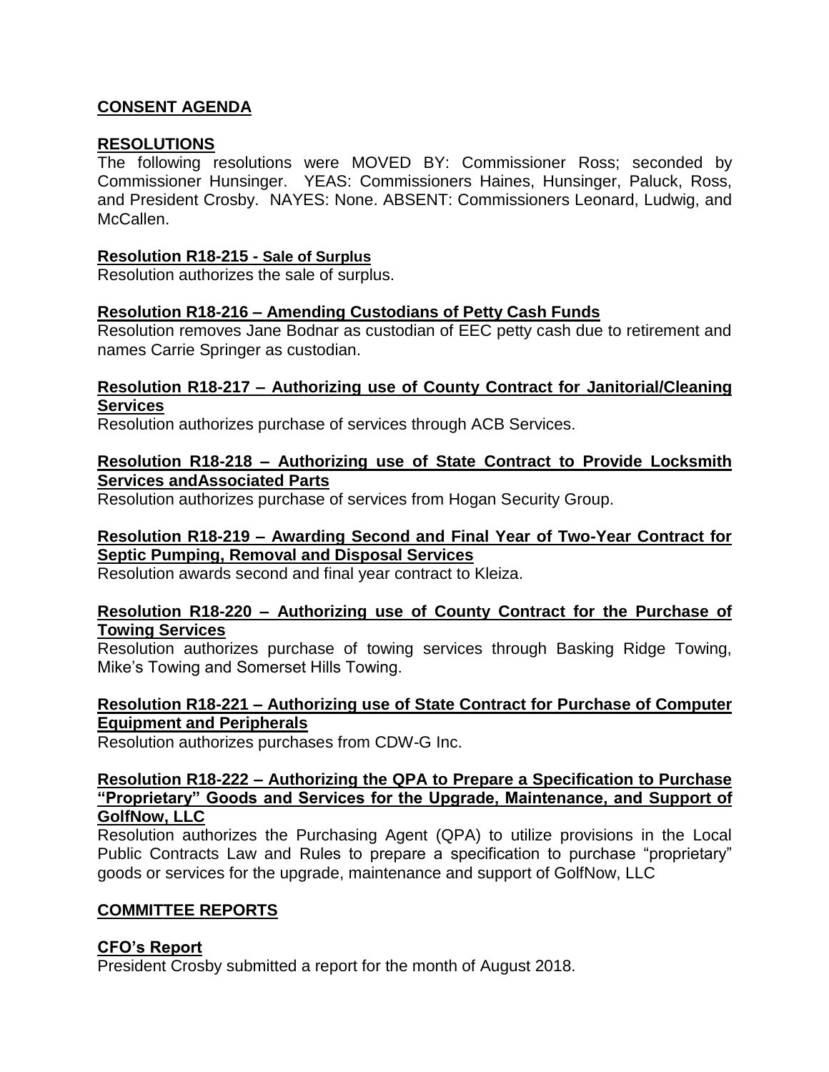## CONSENT AGENDA

### RESOLUTIONS

The following resolutions were MOVED BY: Commissioner Ross; seconded by Commissioner Hunsinger. YEAS: Commissioners Haines, Hunsinger, Paluck, Ross, and President Crosby. NAYES: None. ABSENT: Commissioners Leonard, Ludwig, and McCallen.

#### Resolution R18-215 - Sale of Surplus

Resolution authorizes the sale of surplus.

#### Resolution R18-216 – Amending Custodians of Petty Cash Funds

Resolution removes Jane Bodnar as custodian of EEC petty cash due to retirement and names Carrie Springer as custodian.

#### Resolution R18-217 – Authorizing use of County Contract for Janitorial/Cleaning Services

Resolution authorizes purchase of services through ACB Services.

#### Resolution R18-218 – Authorizing use of State Contract to Provide Locksmith Services andAssociated Parts

Resolution authorizes purchase of services from Hogan Security Group.

#### Resolution R18-219 – Awarding Second and Final Year of Two-Year Contract for Septic Pumping, Removal and Disposal Services

Resolution awards second and final year contract to Kleiza.

#### Resolution R18-220 – Authorizing use of County Contract for the Purchase of Towing Services

Resolution authorizes purchase of towing services through Basking Ridge Towing, Mike's Towing and Somerset Hills Towing.

#### Resolution R18-221 – Authorizing use of State Contract for Purchase of Computer Equipment and Peripherals

Resolution authorizes purchases from CDW-G Inc.

#### Resolution R18-222 – Authorizing the QPA to Prepare a Specification to Purchase "Proprietary" Goods and Services for the Upgrade, Maintenance, and Support of GolfNow, LLC

Resolution authorizes the Purchasing Agent (QPA) to utilize provisions in the Local Public Contracts Law and Rules to prepare a specification to purchase "proprietary" goods or services for the upgrade, maintenance and support of GolfNow, LLC

## COMMITTEE REPORTS

### CFO's Report

President Crosby submitted a report for the month of August 2018.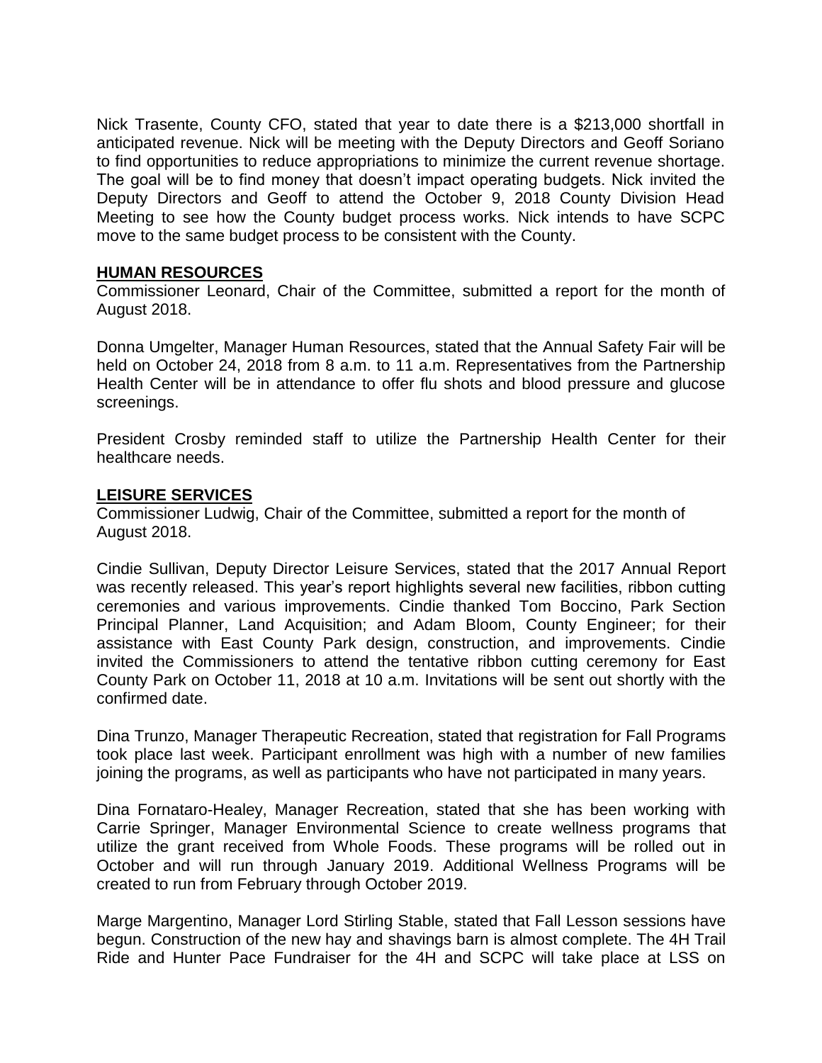Nick Trasente, County CFO, stated that year to date there is a $213,000 shortfall in anticipated revenue. Nick will be meeting with the Deputy Directors and Geoff Soriano to find opportunities to reduce appropriations to minimize the current revenue shortage. The goal will be to find money that doesn't impact operating budgets. Nick invited the Deputy Directors and Geoff to attend the October 9, 2018 County Division Head Meeting to see how the County budget process works. Nick intends to have SCPC move to the same budget process to be consistent with the County.

**HUMAN RESOURCES**

Commissioner Leonard, Chair of the Committee, submitted a report for the month of August 2018.

Donna Umgelter, Manager Human Resources, stated that the Annual Safety Fair will be held on October 24, 2018 from 8 a.m. to 11 a.m. Representatives from the Partnership Health Center will be in attendance to offer flu shots and blood pressure and glucose screenings.

President Crosby reminded staff to utilize the Partnership Health Center for their healthcare needs.

**LEISURE SERVICES**

Commissioner Ludwig, Chair of the Committee, submitted a report for the month of August 2018.

Cindie Sullivan, Deputy Director Leisure Services, stated that the 2017 Annual Report was recently released. This year's report highlights several new facilities, ribbon cutting ceremonies and various improvements. Cindie thanked Tom Boccino, Park Section Principal Planner, Land Acquisition; and Adam Bloom, County Engineer; for their assistance with East County Park design, construction, and improvements. Cindie invited the Commissioners to attend the tentative ribbon cutting ceremony for East County Park on October 11, 2018 at 10 a.m. Invitations will be sent out shortly with the confirmed date.

Dina Trunzo, Manager Therapeutic Recreation, stated that registration for Fall Programs took place last week. Participant enrollment was high with a number of new families joining the programs, as well as participants who have not participated in many years.

Dina Fornataro-Healey, Manager Recreation, stated that she has been working with Carrie Springer, Manager Environmental Science to create wellness programs that utilize the grant received from Whole Foods. These programs will be rolled out in October and will run through January 2019. Additional Wellness Programs will be created to run from February through October 2019.

Marge Margentino, Manager Lord Stirling Stable, stated that Fall Lesson sessions have begun. Construction of the new hay and shavings barn is almost complete. The 4H Trail Ride and Hunter Pace Fundraiser for the 4H and SCPC will take place at LSS on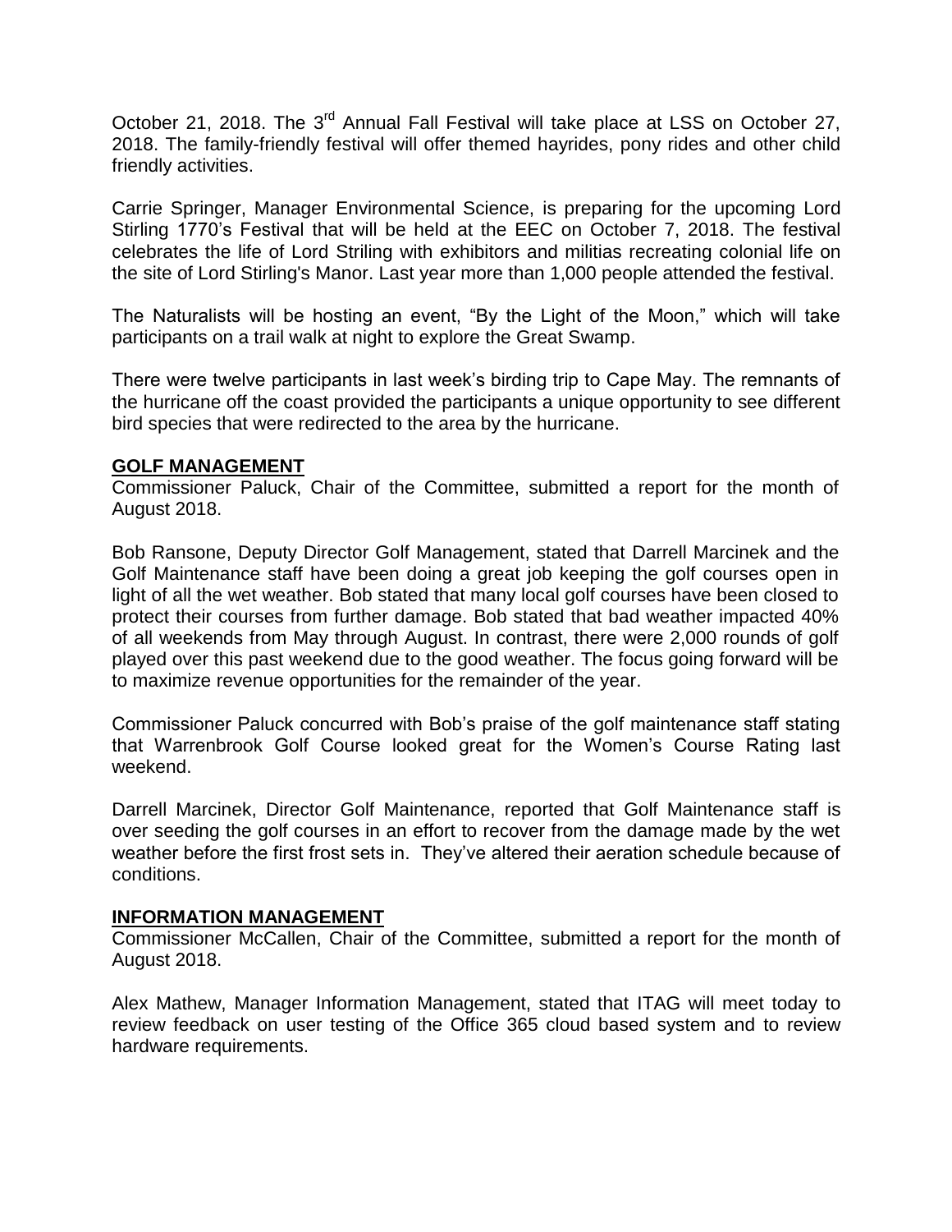October 21, 2018. The 3rd Annual Fall Festival will take place at LSS on October 27, 2018. The family-friendly festival will offer themed hayrides, pony rides and other child friendly activities.

Carrie Springer, Manager Environmental Science, is preparing for the upcoming Lord Stirling 1770's Festival that will be held at the EEC on October 7, 2018. The festival celebrates the life of Lord Striling with exhibitors and militias recreating colonial life on the site of Lord Stirling's Manor. Last year more than 1,000 people attended the festival.

The Naturalists will be hosting an event, "By the Light of the Moon," which will take participants on a trail walk at night to explore the Great Swamp.

There were twelve participants in last week's birding trip to Cape May. The remnants of the hurricane off the coast provided the participants a unique opportunity to see different bird species that were redirected to the area by the hurricane.

**GOLF MANAGEMENT**

Commissioner Paluck, Chair of the Committee, submitted a report for the month of August 2018.

Bob Ransone, Deputy Director Golf Management, stated that Darrell Marcinek and the Golf Maintenance staff have been doing a great job keeping the golf courses open in light of all the wet weather. Bob stated that many local golf courses have been closed to protect their courses from further damage. Bob stated that bad weather impacted 40% of all weekends from May through August. In contrast, there were 2,000 rounds of golf played over this past weekend due to the good weather. The focus going forward will be to maximize revenue opportunities for the remainder of the year.

Commissioner Paluck concurred with Bob's praise of the golf maintenance staff stating that Warrenbrook Golf Course looked great for the Women's Course Rating last weekend.

Darrell Marcinek, Director Golf Maintenance, reported that Golf Maintenance staff is over seeding the golf courses in an effort to recover from the damage made by the wet weather before the first frost sets in. They've altered their aeration schedule because of conditions.

**INFORMATION MANAGEMENT**

Commissioner McCallen, Chair of the Committee, submitted a report for the month of August 2018.

Alex Mathew, Manager Information Management, stated that ITAG will meet today to review feedback on user testing of the Office 365 cloud based system and to review hardware requirements.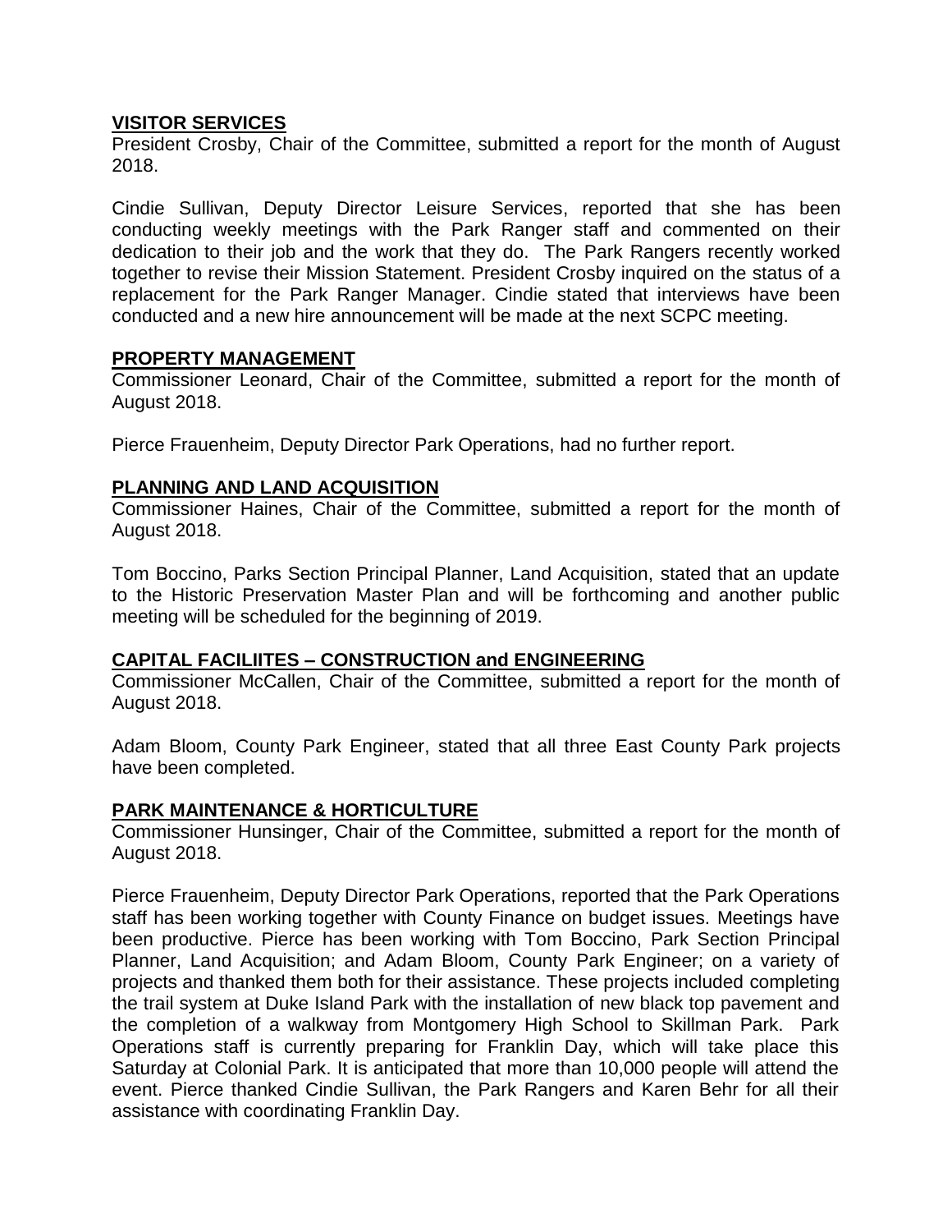**VISITOR SERVICES**

President Crosby, Chair of the Committee, submitted a report for the month of August 2018.

Cindie Sullivan, Deputy Director Leisure Services, reported that she has been conducting weekly meetings with the Park Ranger staff and commented on their dedication to their job and the work that they do. The Park Rangers recently worked together to revise their Mission Statement. President Crosby inquired on the status of a replacement for the Park Ranger Manager. Cindie stated that interviews have been conducted and a new hire announcement will be made at the next SCPC meeting.

**PROPERTY MANAGEMENT**

Commissioner Leonard, Chair of the Committee, submitted a report for the month of August 2018.

Pierce Frauenheim, Deputy Director Park Operations, had no further report.

**PLANNING AND LAND ACQUISITION**

Commissioner Haines, Chair of the Committee, submitted a report for the month of August 2018.

Tom Boccino, Parks Section Principal Planner, Land Acquisition, stated that an update to the Historic Preservation Master Plan and will be forthcoming and another public meeting will be scheduled for the beginning of 2019.

**CAPITAL FACILIITES – CONSTRUCTION and ENGINEERING**

Commissioner McCallen, Chair of the Committee, submitted a report for the month of August 2018.

Adam Bloom, County Park Engineer, stated that all three East County Park projects have been completed.

**PARK MAINTENANCE & HORTICULTURE**

Commissioner Hunsinger, Chair of the Committee, submitted a report for the month of August 2018.

Pierce Frauenheim, Deputy Director Park Operations, reported that the Park Operations staff has been working together with County Finance on budget issues. Meetings have been productive. Pierce has been working with Tom Boccino, Park Section Principal Planner, Land Acquisition; and Adam Bloom, County Park Engineer; on a variety of projects and thanked them both for their assistance. These projects included completing the trail system at Duke Island Park with the installation of new black top pavement and the completion of a walkway from Montgomery High School to Skillman Park. Park Operations staff is currently preparing for Franklin Day, which will take place this Saturday at Colonial Park. It is anticipated that more than 10,000 people will attend the event. Pierce thanked Cindie Sullivan, the Park Rangers and Karen Behr for all their assistance with coordinating Franklin Day.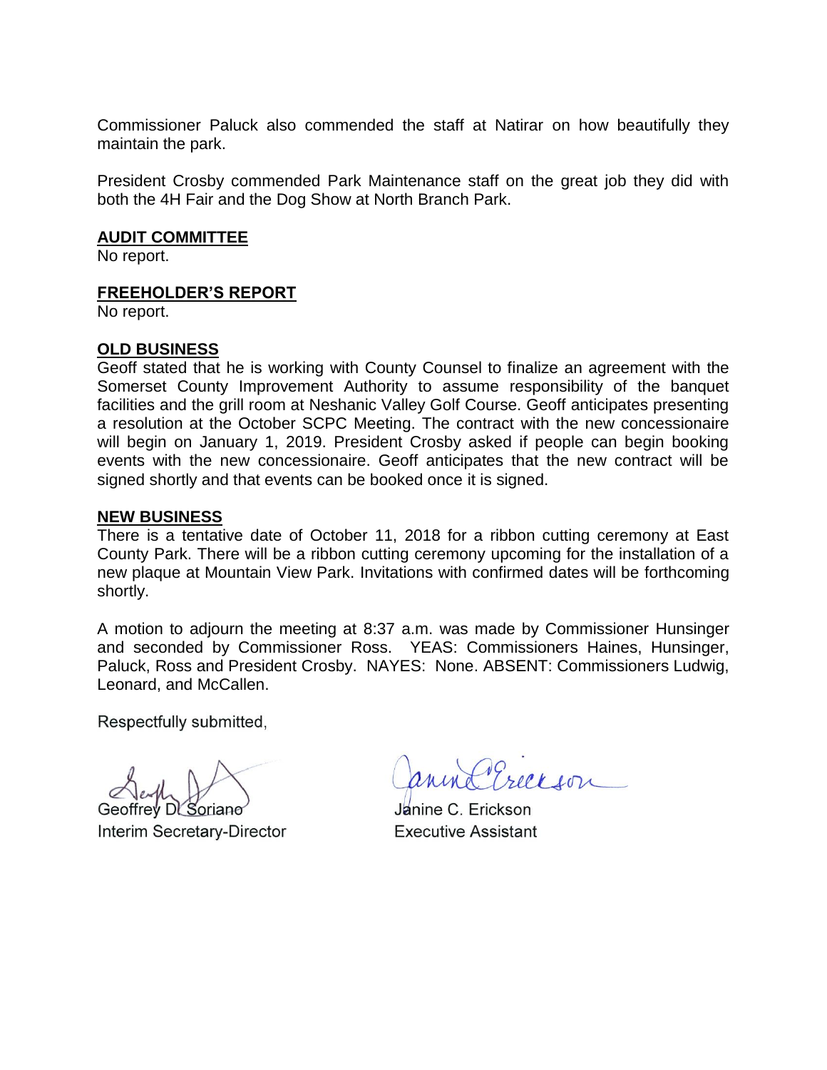Commissioner Paluck also commended the staff at Natirar on how beautifully they maintain the park.

President Crosby commended Park Maintenance staff on the great job they did with both the 4H Fair and the Dog Show at North Branch Park.

**AUDIT COMMITTEE**

No report.

**FREEHOLDER'S REPORT**

No report.

**OLD BUSINESS**

Geoff stated that he is working with County Counsel to finalize an agreement with the Somerset County Improvement Authority to assume responsibility of the banquet facilities and the grill room at Neshanic Valley Golf Course. Geoff anticipates presenting a resolution at the October SCPC Meeting. The contract with the new concessionaire will begin on January 1, 2019. President Crosby asked if people can begin booking events with the new concessionaire. Geoff anticipates that the new contract will be signed shortly and that events can be booked once it is signed.

**NEW BUSINESS**

There is a tentative date of October 11, 2018 for a ribbon cutting ceremony at East County Park. There will be a ribbon cutting ceremony upcoming for the installation of a new plaque at Mountain View Park. Invitations with confirmed dates will be forthcoming shortly.

A motion to adjourn the meeting at 8:37 a.m. was made by Commissioner Hunsinger and seconded by Commissioner Ross. YEAS: Commissioners Haines, Hunsinger, Paluck, Ross and President Crosby. NAYES: None. ABSENT: Commissioners Ludwig, Leonard, and McCallen.

Respectfully submitted,

Geoffrey D. Soriano
Interim Secretary-Director

Janine C. Erickson
Executive Assistant